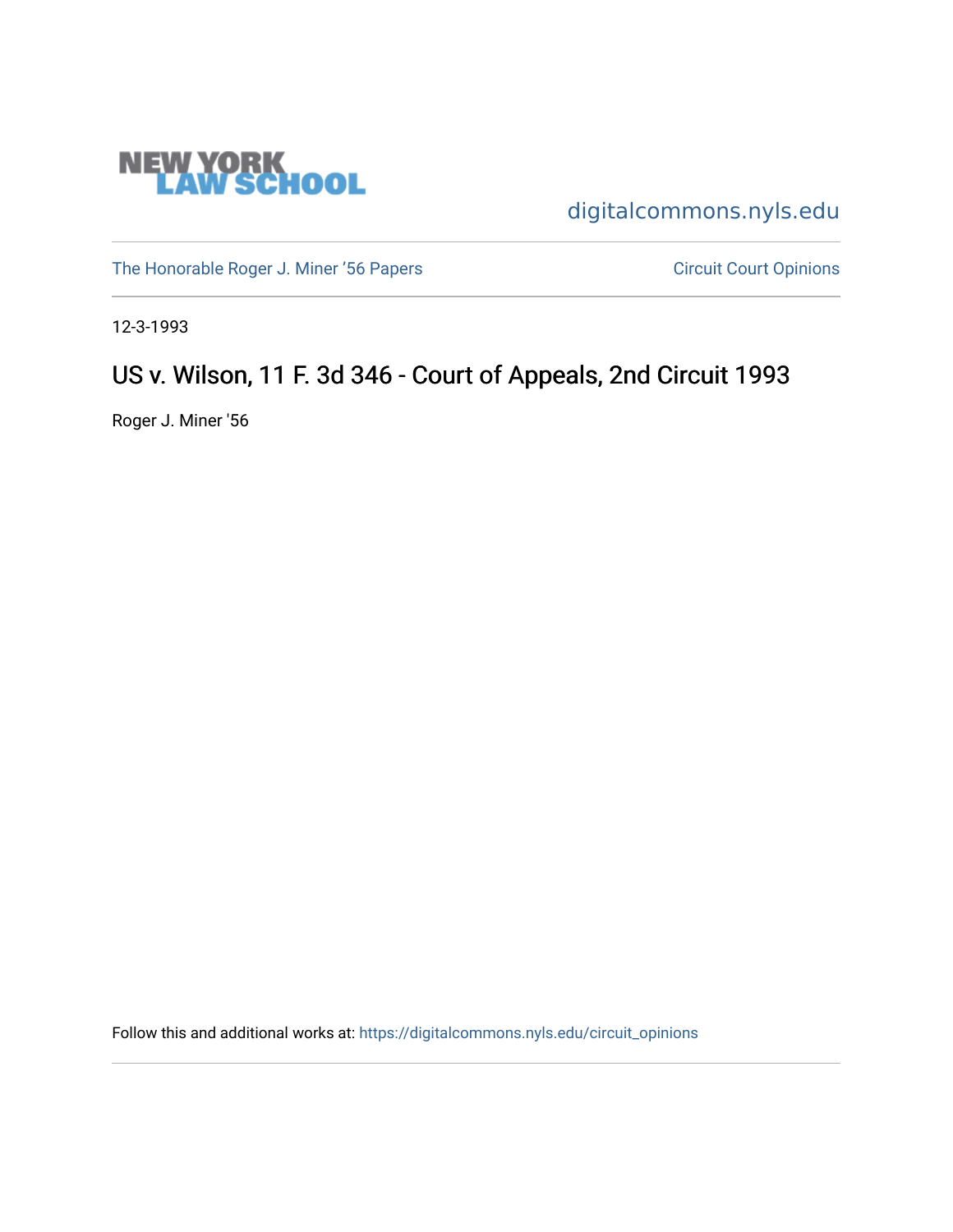NEW YORK LAW SCHOOL

digitalcommons.nyls.edu

The Honorable Roger J. Miner '56 Papers

Circuit Court Opinions

12-3-1993

# US v. Wilson, 11 F. 3d 346 - Court of Appeals, 2nd Circuit 1993

Roger J. Miner '56

Follow this and additional works at: https://digitalcommons.nyls.edu/circuit_opinions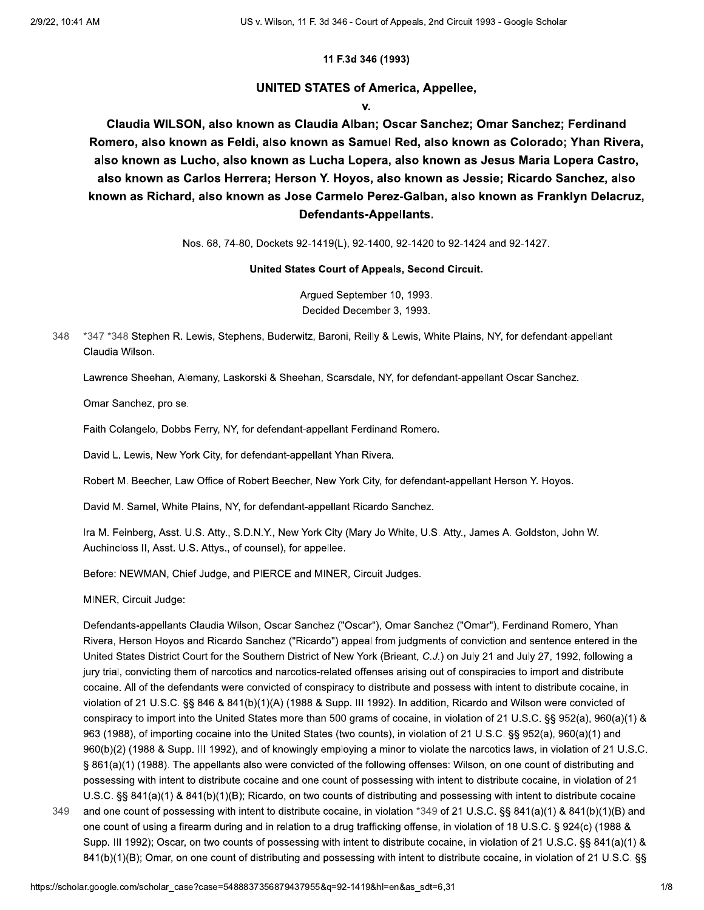11 F.3d 346 (1993)

# UNITED STATES of America, Appellee,

v.

# Claudia WILSON, also known as Claudia Alban; Oscar Sanchez; Omar Sanchez; Ferdinand Romero, also known as Feldi, also known as Samuel Red, also known as Colorado; Yhan Rivera, also known as Lucho, also known as Lucha Lopera, also known as Jesus Maria Lopera Castro, also known as Carlos Herrera; Herson Y. Hoyos, also known as Jessie; Ricardo Sanchez, also known as Richard, also known as Jose Carmelo Perez-Galban, also known as Franklyn Delacruz, Defendants-Appellants.

Nos. 68, 74-80, Dockets 92-1419(L), 92-1400, 92-1420 to 92-1424 and 92-1427.

**United States Court of Appeals, Second Circuit.**

Argued September 10, 1993.
Decided December 3, 1993.

348 *347 *348 Stephen R. Lewis, Stephens, Buderwitz, Baroni, Reilly & Lewis, White Plains, NY, for defendant-appellant Claudia Wilson.

Lawrence Sheehan, Alemany, Laskorski & Sheehan, Scarsdale, NY, for defendant-appellant Oscar Sanchez.

Omar Sanchez, pro se.

Faith Colangelo, Dobbs Ferry, NY, for defendant-appellant Ferdinand Romero.

David L. Lewis, New York City, for defendant-appellant Yhan Rivera.

Robert M. Beecher, Law Office of Robert Beecher, New York City, for defendant-appellant Herson Y. Hoyos.

David M. Samel, White Plains, NY, for defendant-appellant Ricardo Sanchez.

Ira M. Feinberg, Asst. U.S. Atty., S.D.N.Y., New York City (Mary Jo White, U.S. Atty., James A. Goldston, John W. Auchincloss II, Asst. U.S. Attys., of counsel), for appellee.

Before: NEWMAN, Chief Judge, and PIERCE and MINER, Circuit Judges.

MINER, Circuit Judge:

Defendants-appellants Claudia Wilson, Oscar Sanchez ("Oscar"), Omar Sanchez ("Omar"), Ferdinand Romero, Yhan Rivera, Herson Hoyos and Ricardo Sanchez ("Ricardo") appeal from judgments of conviction and sentence entered in the United States District Court for the Southern District of New York (Brieant, *C.J.*) on July 21 and July 27, 1992, following a jury trial, convicting them of narcotics and narcotics-related offenses arising out of conspiracies to import and distribute cocaine. All of the defendants were convicted of conspiracy to distribute and possess with intent to distribute cocaine, in violation of 21 U.S.C. §§ 846 & 841(b)(1)(A) (1988 & Supp. III 1992). In addition, Ricardo and Wilson were convicted of conspiracy to import into the United States more than 500 grams of cocaine, in violation of 21 U.S.C. §§ 952(a), 960(a)(1) & 963 (1988), of importing cocaine into the United States (two counts), in violation of 21 U.S.C. §§ 952(a), 960(a)(1) and 960(b)(2) (1988 & Supp. III 1992), and of knowingly employing a minor to violate the narcotics laws, in violation of 21 U.S.C. § 861(a)(1) (1988). The appellants also were convicted of the following offenses: Wilson, on one count of distributing and possessing with intent to distribute cocaine and one count of possessing with intent to distribute cocaine, in violation of 21 U.S.C. §§ 841(a)(1) & 841(b)(1)(B); Ricardo, on two counts of distributing and possessing with intent to distribute cocaine and one count of possessing with intent to distribute cocaine, in violation *349 of 21 U.S.C. §§ 841(a)(1) & 841(b)(1)(B) and one count of using a firearm during and in relation to a drug trafficking offense, in violation of 18 U.S.C. § 924(c) (1988 & Supp. III 1992); Oscar, on two counts of possessing with intent to distribute cocaine, in violation of 21 U.S.C. §§ 841(a)(1) & 841(b)(1)(B); Omar, on one count of distributing and possessing with intent to distribute cocaine, in violation of 21 U.S.C. §§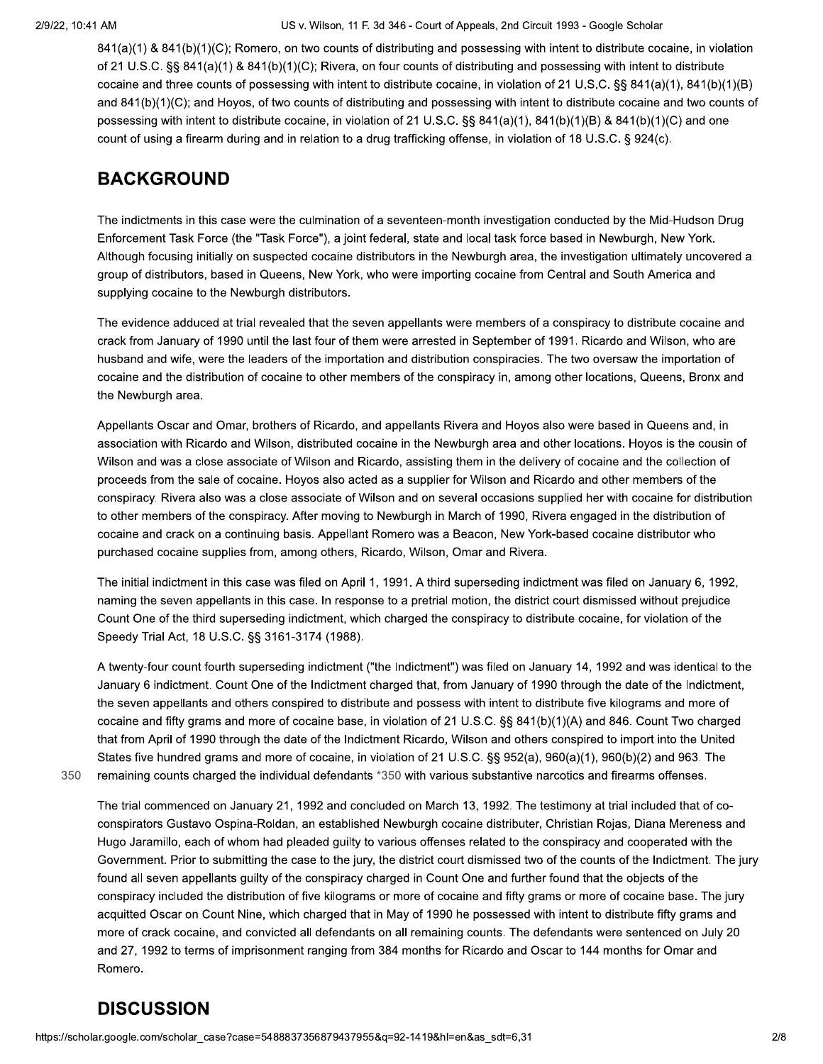841(a)(1) & 841(b)(1)(C); Romero, on two counts of distributing and possessing with intent to distribute cocaine, in violation of 21 U.S.C. §§ 841(a)(1) & 841(b)(1)(C); Rivera, on four counts of distributing and possessing with intent to distribute cocaine and three counts of possessing with intent to distribute cocaine, in violation of 21 U.S.C. §§ 841(a)(1), 841(b)(1)(B) and 841(b)(1)(C); and Hoyos, of two counts of distributing and possessing with intent to distribute cocaine and two counts of possessing with intent to distribute cocaine, in violation of 21 U.S.C. §§ 841(a)(1), 841(b)(1)(B) & 841(b)(1)(C) and one count of using a firearm during and in relation to a drug trafficking offense, in violation of 18 U.S.C. § 924(c).

## BACKGROUND

The indictments in this case were the culmination of a seventeen-month investigation conducted by the Mid-Hudson Drug Enforcement Task Force (the "Task Force"), a joint federal, state and local task force based in Newburgh, New York. Although focusing initially on suspected cocaine distributors in the Newburgh area, the investigation ultimately uncovered a group of distributors, based in Queens, New York, who were importing cocaine from Central and South America and supplying cocaine to the Newburgh distributors.

The evidence adduced at trial revealed that the seven appellants were members of a conspiracy to distribute cocaine and crack from January of 1990 until the last four of them were arrested in September of 1991. Ricardo and Wilson, who are husband and wife, were the leaders of the importation and distribution conspiracies. The two oversaw the importation of cocaine and the distribution of cocaine to other members of the conspiracy in, among other locations, Queens, Bronx and the Newburgh area.

Appellants Oscar and Omar, brothers of Ricardo, and appellants Rivera and Hoyos also were based in Queens and, in association with Ricardo and Wilson, distributed cocaine in the Newburgh area and other locations. Hoyos is the cousin of Wilson and was a close associate of Wilson and Ricardo, assisting them in the delivery of cocaine and the collection of proceeds from the sale of cocaine. Hoyos also acted as a supplier for Wilson and Ricardo and other members of the conspiracy. Rivera also was a close associate of Wilson and on several occasions supplied her with cocaine for distribution to other members of the conspiracy. After moving to Newburgh in March of 1990, Rivera engaged in the distribution of cocaine and crack on a continuing basis. Appellant Romero was a Beacon, New York-based cocaine distributor who purchased cocaine supplies from, among others, Ricardo, Wilson, Omar and Rivera.

The initial indictment in this case was filed on April 1, 1991. A third superseding indictment was filed on January 6, 1992, naming the seven appellants in this case. In response to a pretrial motion, the district court dismissed without prejudice Count One of the third superseding indictment, which charged the conspiracy to distribute cocaine, for violation of the Speedy Trial Act, 18 U.S.C. §§ 3161-3174 (1988).

A twenty-four count fourth superseding indictment ("the Indictment") was filed on January 14, 1992 and was identical to the January 6 indictment. Count One of the Indictment charged that, from January of 1990 through the date of the Indictment, the seven appellants and others conspired to distribute and possess with intent to distribute five kilograms and more of cocaine and fifty grams and more of cocaine base, in violation of 21 U.S.C. §§ 841(b)(1)(A) and 846. Count Two charged that from April of 1990 through the date of the Indictment Ricardo, Wilson and others conspired to import into the United States five hundred grams and more of cocaine, in violation of 21 U.S.C. §§ 952(a), 960(a)(1), 960(b)(2) and 963. The remaining counts charged the individual defendants *350 with various substantive narcotics and firearms offenses.

The trial commenced on January 21, 1992 and concluded on March 13, 1992. The testimony at trial included that of co-conspirators Gustavo Ospina-Roldan, an established Newburgh cocaine distributer, Christian Rojas, Diana Mereness and Hugo Jaramillo, each of whom had pleaded guilty to various offenses related to the conspiracy and cooperated with the Government. Prior to submitting the case to the jury, the district court dismissed two of the counts of the Indictment. The jury found all seven appellants guilty of the conspiracy charged in Count One and further found that the objects of the conspiracy included the distribution of five kilograms or more of cocaine and fifty grams or more of cocaine base. The jury acquitted Oscar on Count Nine, which charged that in May of 1990 he possessed with intent to distribute fifty grams and more of crack cocaine, and convicted all defendants on all remaining counts. The defendants were sentenced on July 20 and 27, 1992 to terms of imprisonment ranging from 384 months for Ricardo and Oscar to 144 months for Omar and Romero.

## DISCUSSION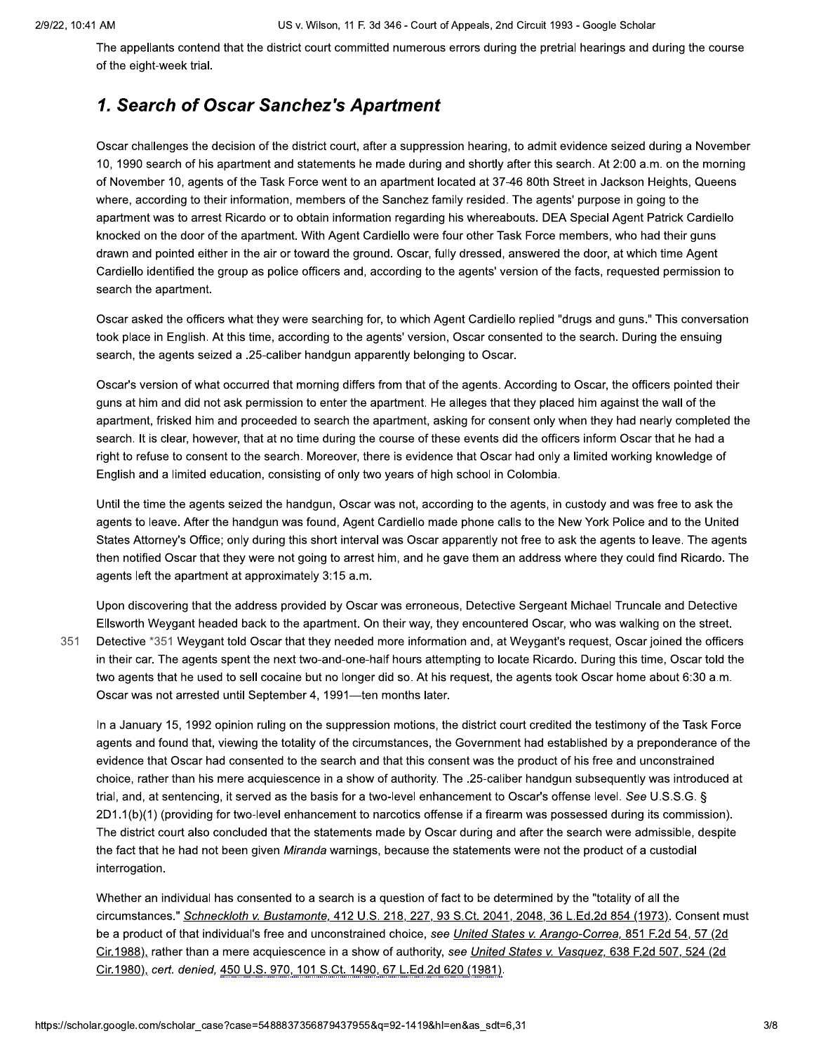The appellants contend that the district court committed numerous errors during the pretrial hearings and during the course of the eight-week trial.

## *1. Search of Oscar Sanchez's Apartment*

Oscar challenges the decision of the district court, after a suppression hearing, to admit evidence seized during a November 10, 1990 search of his apartment and statements he made during and shortly after this search. At 2:00 a.m. on the morning of November 10, agents of the Task Force went to an apartment located at 37-46 80th Street in Jackson Heights, Queens where, according to their information, members of the Sanchez family resided. The agents' purpose in going to the apartment was to arrest Ricardo or to obtain information regarding his whereabouts. DEA Special Agent Patrick Cardiello knocked on the door of the apartment. With Agent Cardiello were four other Task Force members, who had their guns drawn and pointed either in the air or toward the ground. Oscar, fully dressed, answered the door, at which time Agent Cardiello identified the group as police officers and, according to the agents' version of the facts, requested permission to search the apartment.

Oscar asked the officers what they were searching for, to which Agent Cardiello replied "drugs and guns." This conversation took place in English. At this time, according to the agents' version, Oscar consented to the search. During the ensuing search, the agents seized a .25-caliber handgun apparently belonging to Oscar.

Oscar's version of what occurred that morning differs from that of the agents. According to Oscar, the officers pointed their guns at him and did not ask permission to enter the apartment. He alleges that they placed him against the wall of the apartment, frisked him and proceeded to search the apartment, asking for consent only when they had nearly completed the search. It is clear, however, that at no time during the course of these events did the officers inform Oscar that he had a right to refuse to consent to the search. Moreover, there is evidence that Oscar had only a limited working knowledge of English and a limited education, consisting of only two years of high school in Colombia.

Until the time the agents seized the handgun, Oscar was not, according to the agents, in custody and was free to ask the agents to leave. After the handgun was found, Agent Cardiello made phone calls to the New York Police and to the United States Attorney's Office; only during this short interval was Oscar apparently not free to ask the agents to leave. The agents then notified Oscar that they were not going to arrest him, and he gave them an address where they could find Ricardo. The agents left the apartment at approximately 3:15 a.m.

Upon discovering that the address provided by Oscar was erroneous, Detective Sergeant Michael Truncale and Detective Ellsworth Weygant headed back to the apartment. On their way, they encountered Oscar, who was walking on the street. Detective *351 Weygant told Oscar that they needed more information and, at Weygant's request, Oscar joined the officers in their car. The agents spent the next two-and-one-half hours attempting to locate Ricardo. During this time, Oscar told the two agents that he used to sell cocaine but no longer did so. At his request, the agents took Oscar home about 6:30 a.m. Oscar was not arrested until September 4, 1991—ten months later.

In a January 15, 1992 opinion ruling on the suppression motions, the district court credited the testimony of the Task Force agents and found that, viewing the totality of the circumstances, the Government had established by a preponderance of the evidence that Oscar had consented to the search and that this consent was the product of his free and unconstrained choice, rather than his mere acquiescence in a show of authority. The .25-caliber handgun subsequently was introduced at trial, and, at sentencing, it served as the basis for a two-level enhancement to Oscar's offense level. *See* U.S.S.G. § 2D1.1(b)(1) (providing for two-level enhancement to narcotics offense if a firearm was possessed during its commission). The district court also concluded that the statements made by Oscar during and after the search were admissible, despite the fact that he had not been given *Miranda* warnings, because the statements were not the product of a custodial interrogation.

Whether an individual has consented to a search is a question of fact to be determined by the "totality of all the circumstances." *Schneckloth v. Bustamonte,* 412 U.S. 218, 227, 93 S.Ct. 2041, 2048, 36 L.Ed.2d 854 (1973). Consent must be a product of that individual's free and unconstrained choice, *see United States v. Arango-Correa,* 851 F.2d 54, 57 (2d Cir.1988), rather than a mere acquiescence in a show of authority, *see United States v. Vasquez,* 638 F.2d 507, 524 (2d Cir.1980), *cert. denied,* 450 U.S. 970, 101 S.Ct. 1490, 67 L.Ed.2d 620 (1981).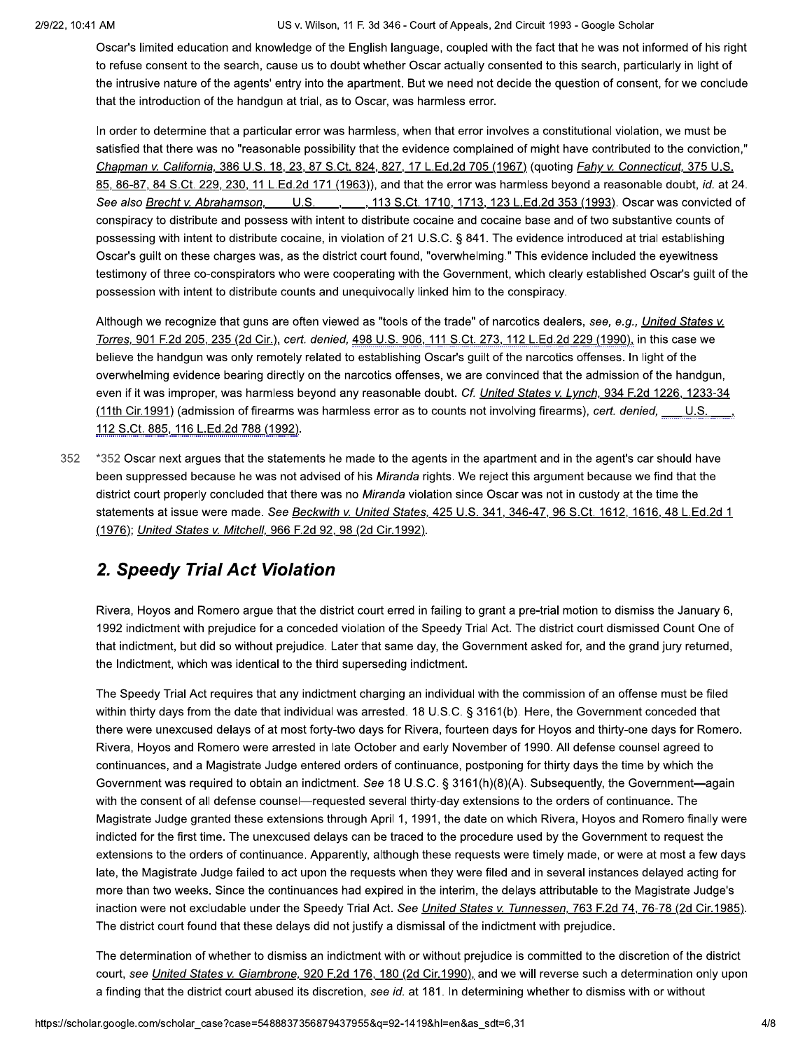Oscar's limited education and knowledge of the English language, coupled with the fact that he was not informed of his right to refuse consent to the search, cause us to doubt whether Oscar actually consented to this search, particularly in light of the intrusive nature of the agents' entry into the apartment. But we need not decide the question of consent, for we conclude that the introduction of the handgun at trial, as to Oscar, was harmless error.

In order to determine that a particular error was harmless, when that error involves a constitutional violation, we must be satisfied that there was no "reasonable possibility that the evidence complained of might have contributed to the conviction," Chapman v. California, 386 U.S. 18, 23, 87 S.Ct. 824, 827, 17 L.Ed.2d 705 (1967) (quoting Fahy v. Connecticut, 375 U.S. 85, 86-87, 84 S.Ct. 229, 230, 11 L.Ed.2d 171 (1963)), and that the error was harmless beyond a reasonable doubt, *id.* at 24. *See also* Brecht v. Abrahamson, ___ U.S. ___, ___, 113 S.Ct. 1710, 1713, 123 L.Ed.2d 353 (1993). Oscar was convicted of conspiracy to distribute and possess with intent to distribute cocaine and cocaine base and of two substantive counts of possessing with intent to distribute cocaine, in violation of 21 U.S.C. § 841. The evidence introduced at trial establishing Oscar's guilt on these charges was, as the district court found, "overwhelming." This evidence included the eyewitness testimony of three co-conspirators who were cooperating with the Government, which clearly established Oscar's guilt of the possession with intent to distribute counts and unequivocally linked him to the conspiracy.

Although we recognize that guns are often viewed as "tools of the trade" of narcotics dealers, *see, e.g.,* United States v. Torres, 901 F.2d 205, 235 (2d Cir.), *cert. denied,* 498 U.S. 906, 111 S.Ct. 273, 112 L.Ed.2d 229 (1990), in this case we believe the handgun was only remotely related to establishing Oscar's guilt of the narcotics offenses. In light of the overwhelming evidence bearing directly on the narcotics offenses, we are convinced that the admission of the handgun, even if it was improper, was harmless beyond any reasonable doubt. *Cf.* United States v. Lynch, 934 F.2d 1226, 1233-34 (11th Cir.1991) (admission of firearms was harmless error as to counts not involving firearms), *cert. denied,* ___ U.S. ___, 112 S.Ct. 885, 116 L.Ed.2d 788 (1992).

*352 Oscar next argues that the statements he made to the agents in the apartment and in the agent's car should have been suppressed because he was not advised of his *Miranda* rights. We reject this argument because we find that the district court properly concluded that there was no *Miranda* violation since Oscar was not in custody at the time the statements at issue were made. *See* Beckwith v. United States, 425 U.S. 341, 346-47, 96 S.Ct. 1612, 1616, 48 L.Ed.2d 1 (1976); United States v. Mitchell, 966 F.2d 92, 98 (2d Cir.1992).

## 2. Speedy Trial Act Violation

Rivera, Hoyos and Romero argue that the district court erred in failing to grant a pre-trial motion to dismiss the January 6, 1992 indictment with prejudice for a conceded violation of the Speedy Trial Act. The district court dismissed Count One of that indictment, but did so without prejudice. Later that same day, the Government asked for, and the grand jury returned, the Indictment, which was identical to the third superseding indictment.

The Speedy Trial Act requires that any indictment charging an individual with the commission of an offense must be filed within thirty days from the date that individual was arrested. 18 U.S.C. § 3161(b). Here, the Government conceded that there were unexcused delays of at most forty-two days for Rivera, fourteen days for Hoyos and thirty-one days for Romero. Rivera, Hoyos and Romero were arrested in late October and early November of 1990. All defense counsel agreed to continuances, and a Magistrate Judge entered orders of continuance, postponing for thirty days the time by which the Government was required to obtain an indictment. *See* 18 U.S.C. § 3161(h)(8)(A). Subsequently, the Government—again with the consent of all defense counsel—requested several thirty-day extensions to the orders of continuance. The Magistrate Judge granted these extensions through April 1, 1991, the date on which Rivera, Hoyos and Romero finally were indicted for the first time. The unexcused delays can be traced to the procedure used by the Government to request the extensions to the orders of continuance. Apparently, although these requests were timely made, or were at most a few days late, the Magistrate Judge failed to act upon the requests when they were filed and in several instances delayed acting for more than two weeks. Since the continuances had expired in the interim, the delays attributable to the Magistrate Judge's inaction were not excludable under the Speedy Trial Act. *See* United States v. Tunnessen, 763 F.2d 74, 76-78 (2d Cir.1985). The district court found that these delays did not justify a dismissal of the indictment with prejudice.

The determination of whether to dismiss an indictment with or without prejudice is committed to the discretion of the district court, *see* United States v. Giambrone, 920 F.2d 176, 180 (2d Cir.1990), and we will reverse such a determination only upon a finding that the district court abused its discretion, *see id.* at 181. In determining whether to dismiss with or without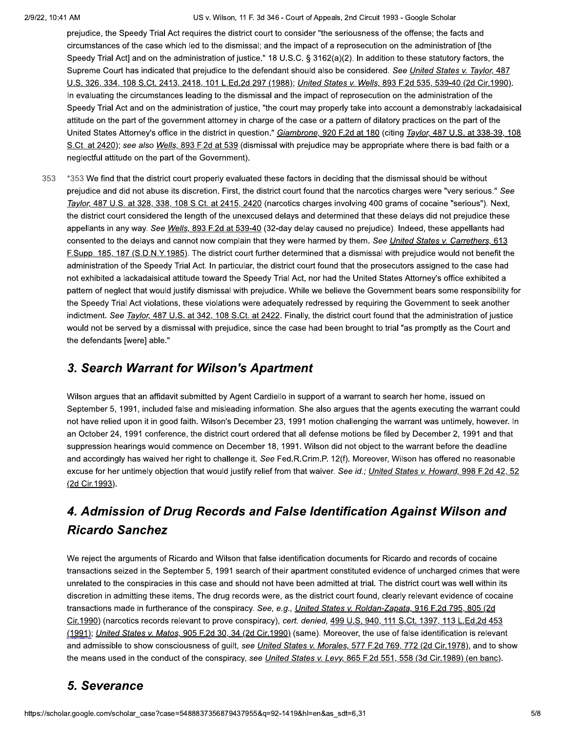prejudice, the Speedy Trial Act requires the district court to consider "the seriousness of the offense; the facts and circumstances of the case which led to the dismissal; and the impact of a reprosecution on the administration of [the Speedy Trial Act] and on the administration of justice." 18 U.S.C. § 3162(a)(2). In addition to these statutory factors, the Supreme Court has indicated that prejudice to the defendant should also be considered. *See United States v. Taylor,* 487 U.S. 326, 334, 108 S.Ct. 2413, 2418, 101 L.Ed.2d 297 (1988); *United States v. Wells,* 893 F.2d 535, 539-40 (2d Cir.1990). In evaluating the circumstances leading to the dismissal and the impact of reprosecution on the administration of the Speedy Trial Act and on the administration of justice, "the court may properly take into account a demonstrably lackadaisical attitude on the part of the government attorney in charge of the case or a pattern of dilatory practices on the part of the United States Attorney's office in the district in question." *Giambrone,* 920 F.2d at 180 (citing *Taylor,* 487 U.S. at 338-39, 108 S.Ct. at 2420); *see also Wells,* 893 F.2d at 539 (dismissal with prejudice may be appropriate where there is bad faith or a neglectful attitude on the part of the Government).

*353 We find that the district court properly evaluated these factors in deciding that the dismissal should be without prejudice and did not abuse its discretion. First, the district court found that the narcotics charges were "very serious." *See Taylor,* 487 U.S. at 328, 338, 108 S.Ct. at 2415, 2420 (narcotics charges involving 400 grams of cocaine "serious"). Next, the district court considered the length of the unexcused delays and determined that these delays did not prejudice these appellants in any way. *See Wells,* 893 F.2d at 539-40 (32-day delay caused no prejudice). Indeed, these appellants had consented to the delays and cannot now complain that they were harmed by them. *See United States v. Carrethers,* 613 F.Supp. 185, 187 (S.D.N.Y.1985). The district court further determined that a dismissal with prejudice would not benefit the administration of the Speedy Trial Act. In particular, the district court found that the prosecutors assigned to the case had not exhibited a lackadaisical attitude toward the Speedy Trial Act, nor had the United States Attorney's office exhibited a pattern of neglect that would justify dismissal with prejudice. While we believe the Government bears some responsibility for the Speedy Trial Act violations, these violations were adequately redressed by requiring the Government to seek another indictment. *See Taylor,* 487 U.S. at 342, 108 S.Ct. at 2422. Finally, the district court found that the administration of justice would not be served by a dismissal with prejudice, since the case had been brought to trial "as promptly as the Court and the defendants [were] able."

## 3. Search Warrant for Wilson's Apartment

Wilson argues that an affidavit submitted by Agent Cardiello in support of a warrant to search her home, issued on September 5, 1991, included false and misleading information. She also argues that the agents executing the warrant could not have relied upon it in good faith. Wilson's December 23, 1991 motion challenging the warrant was untimely, however. In an October 24, 1991 conference, the district court ordered that all defense motions be filed by December 2, 1991 and that suppression hearings would commence on December 18, 1991. Wilson did not object to the warrant before the deadline and accordingly has waived her right to challenge it. *See* Fed.R.Crim.P. 12(f). Moreover, Wilson has offered no reasonable excuse for her untimely objection that would justify relief from that waiver. *See id.; United States v. Howard,* 998 F.2d 42, 52 (2d Cir.1993).

## 4. Admission of Drug Records and False Identification Against Wilson and Ricardo Sanchez

We reject the arguments of Ricardo and Wilson that false identification documents for Ricardo and records of cocaine transactions seized in the September 5, 1991 search of their apartment constituted evidence of uncharged crimes that were unrelated to the conspiracies in this case and should not have been admitted at trial. The district court was well within its discretion in admitting these items. The drug records were, as the district court found, clearly relevant evidence of cocaine transactions made in furtherance of the conspiracy. *See, e.g., United States v. Roldan-Zapata,* 916 F.2d 795, 805 (2d Cir.1990) (narcotics records relevant to prove conspiracy), *cert. denied,* 499 U.S. 940, 111 S.Ct. 1397, 113 L.Ed.2d 453 (1991); *United States v. Matos,* 905 F.2d 30, 34 (2d Cir.1990) (same). Moreover, the use of false identification is relevant and admissible to show consciousness of guilt, *see United States v. Morales,* 577 F.2d 769, 772 (2d Cir.1978), and to show the means used in the conduct of the conspiracy, *see United States v. Levy,* 865 F.2d 551, 558 (3d Cir.1989) (en banc).

## 5. Severance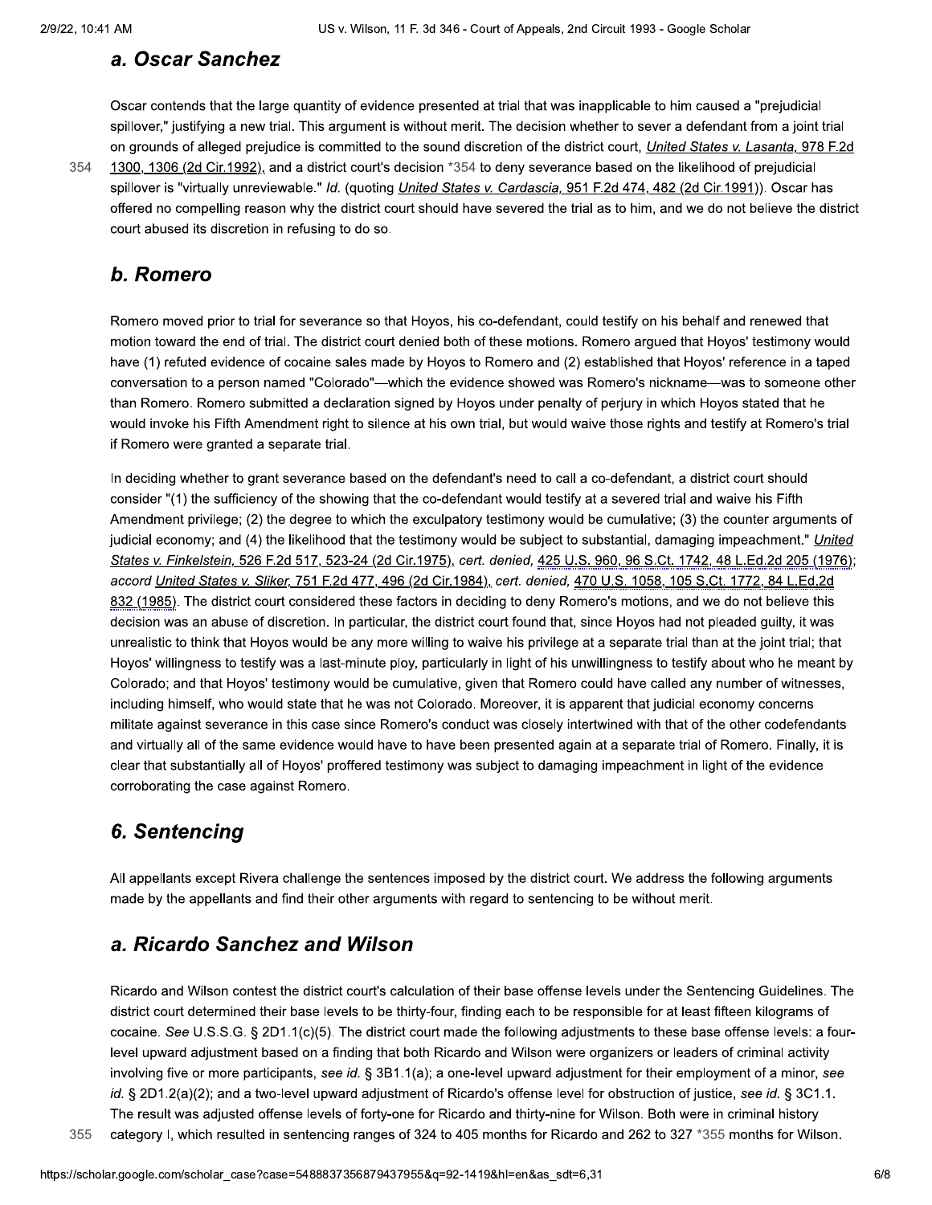### a. Oscar Sanchez

Oscar contends that the large quantity of evidence presented at trial that was inapplicable to him caused a "prejudicial spillover," justifying a new trial. This argument is without merit. The decision whether to sever a defendant from a joint trial on grounds of alleged prejudice is committed to the sound discretion of the district court, *United States v. Lasanta,* 978 F.2d 1300, 1306 (2d Cir.1992), and a district court's decision *354 to deny severance based on the likelihood of prejudicial spillover is "virtually unreviewable." *Id.* (quoting *United States v. Cardascia,* 951 F.2d 474, 482 (2d Cir.1991)). Oscar has offered no compelling reason why the district court should have severed the trial as to him, and we do not believe the district court abused its discretion in refusing to do so.

### b. Romero

Romero moved prior to trial for severance so that Hoyos, his co-defendant, could testify on his behalf and renewed that motion toward the end of trial. The district court denied both of these motions. Romero argued that Hoyos' testimony would have (1) refuted evidence of cocaine sales made by Hoyos to Romero and (2) established that Hoyos' reference in a taped conversation to a person named "Colorado"—which the evidence showed was Romero's nickname—was to someone other than Romero. Romero submitted a declaration signed by Hoyos under penalty of perjury in which Hoyos stated that he would invoke his Fifth Amendment right to silence at his own trial, but would waive those rights and testify at Romero's trial if Romero were granted a separate trial.

In deciding whether to grant severance based on the defendant's need to call a co-defendant, a district court should consider "(1) the sufficiency of the showing that the co-defendant would testify at a severed trial and waive his Fifth Amendment privilege; (2) the degree to which the exculpatory testimony would be cumulative; (3) the counter arguments of judicial economy; and (4) the likelihood that the testimony would be subject to substantial, damaging impeachment." *United States v. Finkelstein,* 526 F.2d 517, 523-24 (2d Cir.1975), *cert. denied,* 425 U.S. 960, 96 S.Ct. 1742, 48 L.Ed.2d 205 (1976); *accord United States v. Sliker,* 751 F.2d 477, 496 (2d Cir.1984), *cert. denied,* 470 U.S. 1058, 105 S.Ct. 1772, 84 L.Ed.2d 832 (1985). The district court considered these factors in deciding to deny Romero's motions, and we do not believe this decision was an abuse of discretion. In particular, the district court found that, since Hoyos had not pleaded guilty, it was unrealistic to think that Hoyos would be any more willing to waive his privilege at a separate trial than at the joint trial; that Hoyos' willingness to testify was a last-minute ploy, particularly in light of his unwillingness to testify about who he meant by Colorado; and that Hoyos' testimony would be cumulative, given that Romero could have called any number of witnesses, including himself, who would state that he was not Colorado. Moreover, it is apparent that judicial economy concerns militate against severance in this case since Romero's conduct was closely intertwined with that of the other codefendants and virtually all of the same evidence would have to have been presented again at a separate trial of Romero. Finally, it is clear that substantially all of Hoyos' proffered testimony was subject to damaging impeachment in light of the evidence corroborating the case against Romero.

## 6. Sentencing

All appellants except Rivera challenge the sentences imposed by the district court. We address the following arguments made by the appellants and find their other arguments with regard to sentencing to be without merit.

### a. Ricardo Sanchez and Wilson

Ricardo and Wilson contest the district court's calculation of their base offense levels under the Sentencing Guidelines. The district court determined their base levels to be thirty-four, finding each to be responsible for at least fifteen kilograms of cocaine. *See* U.S.S.G. § 2D1.1(c)(5). The district court made the following adjustments to these base offense levels: a four-level upward adjustment based on a finding that both Ricardo and Wilson were organizers or leaders of criminal activity involving five or more participants, *see id.* § 3B1.1(a); a one-level upward adjustment for their employment of a minor, *see id.* § 2D1.2(a)(2); and a two-level upward adjustment of Ricardo's offense level for obstruction of justice, *see id.* § 3C1.1. The result was adjusted offense levels of forty-one for Ricardo and thirty-nine for Wilson. Both were in criminal history category I, which resulted in sentencing ranges of 324 to 405 months for Ricardo and 262 to 327 *355 months for Wilson.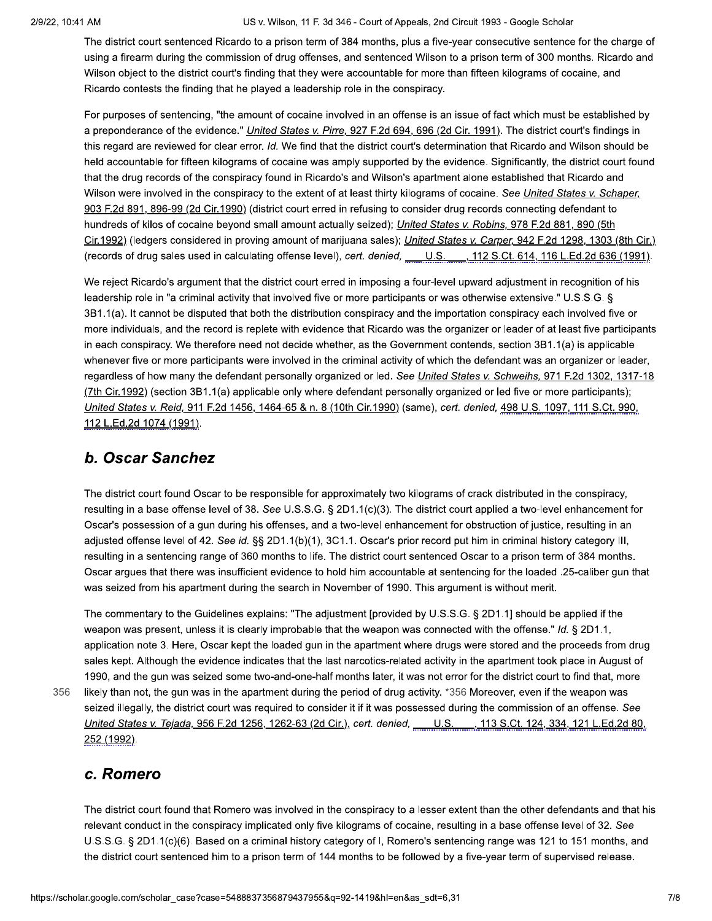The district court sentenced Ricardo to a prison term of 384 months, plus a five-year consecutive sentence for the charge of using a firearm during the commission of drug offenses, and sentenced Wilson to a prison term of 300 months. Ricardo and Wilson object to the district court's finding that they were accountable for more than fifteen kilograms of cocaine, and Ricardo contests the finding that he played a leadership role in the conspiracy.

For purposes of sentencing, "the amount of cocaine involved in an offense is an issue of fact which must be established by a preponderance of the evidence." *United States v. Pirre,* 927 F.2d 694, 696 (2d Cir. 1991). The district court's findings in this regard are reviewed for clear error. *Id.* We find that the district court's determination that Ricardo and Wilson should be held accountable for fifteen kilograms of cocaine was amply supported by the evidence. Significantly, the district court found that the drug records of the conspiracy found in Ricardo's and Wilson's apartment alone established that Ricardo and Wilson were involved in the conspiracy to the extent of at least thirty kilograms of cocaine. *See United States v. Schaper,* 903 F.2d 891, 896-99 (2d Cir.1990) (district court erred in refusing to consider drug records connecting defendant to hundreds of kilos of cocaine beyond small amount actually seized); *United States v. Robins,* 978 F.2d 881, 890 (5th Cir.1992) (ledgers considered in proving amount of marijuana sales); *United States v. Carper,* 942 F.2d 1298, 1303 (8th Cir.) (records of drug sales used in calculating offense level), *cert. denied,* ___ U.S. ___, 112 S.Ct. 614, 116 L.Ed.2d 636 (1991).

We reject Ricardo's argument that the district court erred in imposing a four-level upward adjustment in recognition of his leadership role in "a criminal activity that involved five or more participants or was otherwise extensive." U.S.S.G. § 3B1.1(a). It cannot be disputed that both the distribution conspiracy and the importation conspiracy each involved five or more individuals, and the record is replete with evidence that Ricardo was the organizer or leader of at least five participants in each conspiracy. We therefore need not decide whether, as the Government contends, section 3B1.1(a) is applicable whenever five or more participants were involved in the criminal activity of which the defendant was an organizer or leader, regardless of how many the defendant personally organized or led. *See United States v. Schweihs,* 971 F.2d 1302, 1317-18 (7th Cir.1992) (section 3B1.1(a) applicable only where defendant personally organized or led five or more participants); *United States v. Reid,* 911 F.2d 1456, 1464-65 & n. 8 (10th Cir.1990) (same), *cert. denied,* 498 U.S. 1097, 111 S.Ct. 990, 112 L.Ed.2d 1074 (1991).

## b. Oscar Sanchez

The district court found Oscar to be responsible for approximately two kilograms of crack distributed in the conspiracy, resulting in a base offense level of 38. *See* U.S.S.G. § 2D1.1(c)(3). The district court applied a two-level enhancement for Oscar's possession of a gun during his offenses, and a two-level enhancement for obstruction of justice, resulting in an adjusted offense level of 42. *See id.* §§ 2D1.1(b)(1), 3C1.1. Oscar's prior record put him in criminal history category III, resulting in a sentencing range of 360 months to life. The district court sentenced Oscar to a prison term of 384 months. Oscar argues that there was insufficient evidence to hold him accountable at sentencing for the loaded .25-caliber gun that was seized from his apartment during the search in November of 1990. This argument is without merit.

The commentary to the Guidelines explains: "The adjustment [provided by U.S.S.G. § 2D1.1] should be applied if the weapon was present, unless it is clearly improbable that the weapon was connected with the offense." *Id.* § 2D1.1, application note 3. Here, Oscar kept the loaded gun in the apartment where drugs were stored and the proceeds from drug sales kept. Although the evidence indicates that the last narcotics-related activity in the apartment took place in August of 1990, and the gun was seized some two-and-one-half months later, it was not error for the district court to find that, more likely than not, the gun was in the apartment during the period of drug activity. *356 Moreover, even if the weapon was seized illegally, the district court was required to consider it if it was possessed during the commission of an offense. *See United States v. Tejada,* 956 F.2d 1256, 1262-63 (2d Cir.), *cert. denied,* ___ U.S. ___, 113 S.Ct. 124, 334, 121 L.Ed.2d 80, 252 (1992).

## c. Romero

The district court found that Romero was involved in the conspiracy to a lesser extent than the other defendants and that his relevant conduct in the conspiracy implicated only five kilograms of cocaine, resulting in a base offense level of 32. *See* U.S.S.G. § 2D1.1(c)(6). Based on a criminal history category of I, Romero's sentencing range was 121 to 151 months, and the district court sentenced him to a prison term of 144 months to be followed by a five-year term of supervised release.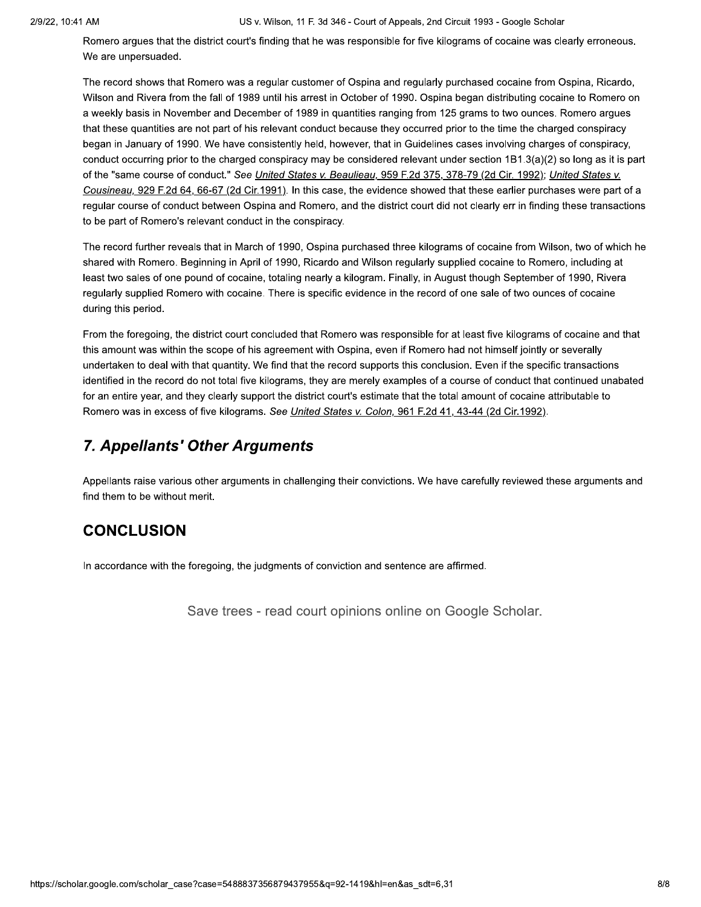Romero argues that the district court's finding that he was responsible for five kilograms of cocaine was clearly erroneous. We are unpersuaded.

The record shows that Romero was a regular customer of Ospina and regularly purchased cocaine from Ospina, Ricardo, Wilson and Rivera from the fall of 1989 until his arrest in October of 1990. Ospina began distributing cocaine to Romero on a weekly basis in November and December of 1989 in quantities ranging from 125 grams to two ounces. Romero argues that these quantities are not part of his relevant conduct because they occurred prior to the time the charged conspiracy began in January of 1990. We have consistently held, however, that in Guidelines cases involving charges of conspiracy, conduct occurring prior to the charged conspiracy may be considered relevant under section 1B1.3(a)(2) so long as it is part of the "same course of conduct." *See* United States v. Beaulieau, 959 F.2d 375, 378-79 (2d Cir. 1992); United States v. Cousineau, 929 F.2d 64, 66-67 (2d Cir.1991). In this case, the evidence showed that these earlier purchases were part of a regular course of conduct between Ospina and Romero, and the district court did not clearly err in finding these transactions to be part of Romero's relevant conduct in the conspiracy.

The record further reveals that in March of 1990, Ospina purchased three kilograms of cocaine from Wilson, two of which he shared with Romero. Beginning in April of 1990, Ricardo and Wilson regularly supplied cocaine to Romero, including at least two sales of one pound of cocaine, totaling nearly a kilogram. Finally, in August though September of 1990, Rivera regularly supplied Romero with cocaine. There is specific evidence in the record of one sale of two ounces of cocaine during this period.

From the foregoing, the district court concluded that Romero was responsible for at least five kilograms of cocaine and that this amount was within the scope of his agreement with Ospina, even if Romero had not himself jointly or severally undertaken to deal with that quantity. We find that the record supports this conclusion. Even if the specific transactions identified in the record do not total five kilograms, they are merely examples of a course of conduct that continued unabated for an entire year, and they clearly support the district court's estimate that the total amount of cocaine attributable to Romero was in excess of five kilograms. *See* United States v. Colon, 961 F.2d 41, 43-44 (2d Cir.1992).

## *7. Appellants' Other Arguments*

Appellants raise various other arguments in challenging their convictions. We have carefully reviewed these arguments and find them to be without merit.

## CONCLUSION

In accordance with the foregoing, the judgments of conviction and sentence are affirmed.

Save trees - read court opinions online on Google Scholar.